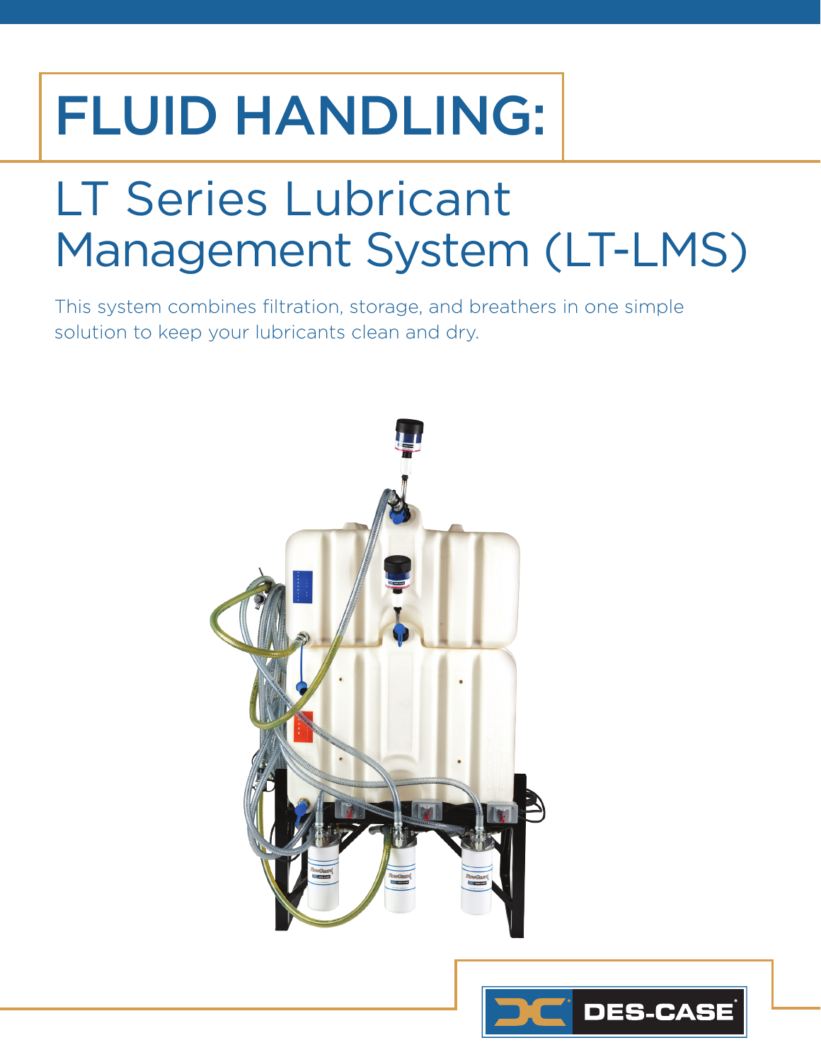# FLUID HANDLING:

## LT Series Lubricant Management System (LT-LMS)

This system combines filtration, storage, and breathers in one simple solution to keep your lubricants clean and dry.

DES-CASE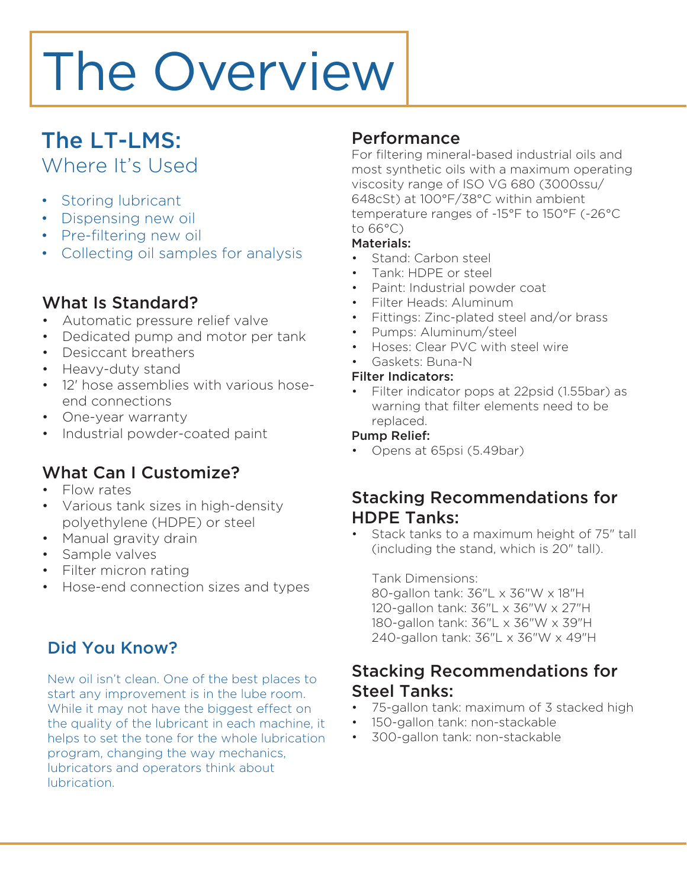# The Overview

## The LT-LMS:
### Where It's Used

- Storing lubricant
- Dispensing new oil
- Pre-filtering new oil
- Collecting oil samples for analysis

### What Is Standard?

- Automatic pressure relief valve
- Dedicated pump and motor per tank
- Desiccant breathers
- Heavy-duty stand
- 12′ hose assemblies with various hose-end connections
- One-year warranty
- Industrial powder-coated paint

### What Can I Customize?

- Flow rates
- Various tank sizes in high-density polyethylene (HDPE) or steel
- Manual gravity drain
- Sample valves
- Filter micron rating
- Hose-end connection sizes and types

### Did You Know?

New oil isn't clean. One of the best places to start any improvement is in the lube room. While it may not have the biggest effect on the quality of the lubricant in each machine, it helps to set the tone for the whole lubrication program, changing the way mechanics, lubricators and operators think about lubrication.

### Performance

For filtering mineral-based industrial oils and most synthetic oils with a maximum operating viscosity range of ISO VG 680 (3000ssu/ 648cSt) at 100°F/38°C within ambient temperature ranges of -15°F to 150°F (-26°C to 66°C)

**Materials:**

- Stand: Carbon steel
- Tank: HDPE or steel
- Paint: Industrial powder coat
- Filter Heads: Aluminum
- Fittings: Zinc-plated steel and/or brass
- Pumps: Aluminum/steel
- Hoses: Clear PVC with steel wire
- Gaskets: Buna-N

**Filter Indicators:**

- Filter indicator pops at 22psid (1.55bar) as warning that filter elements need to be replaced.

**Pump Relief:**

- Opens at 65psi (5.49bar)

### Stacking Recommendations for HDPE Tanks:

- Stack tanks to a maximum height of 75″ tall (including the stand, which is 20″ tall).

  Tank Dimensions:
  80-gallon tank: 36″L x 36″W x 18″H
  120-gallon tank: 36″L x 36″W x 27″H
  180-gallon tank: 36″L x 36″W x 39″H
  240-gallon tank: 36″L x 36″W x 49″H

### Stacking Recommendations for Steel Tanks:

- 75-gallon tank: maximum of 3 stacked high
- 150-gallon tank: non-stackable
- 300-gallon tank: non-stackable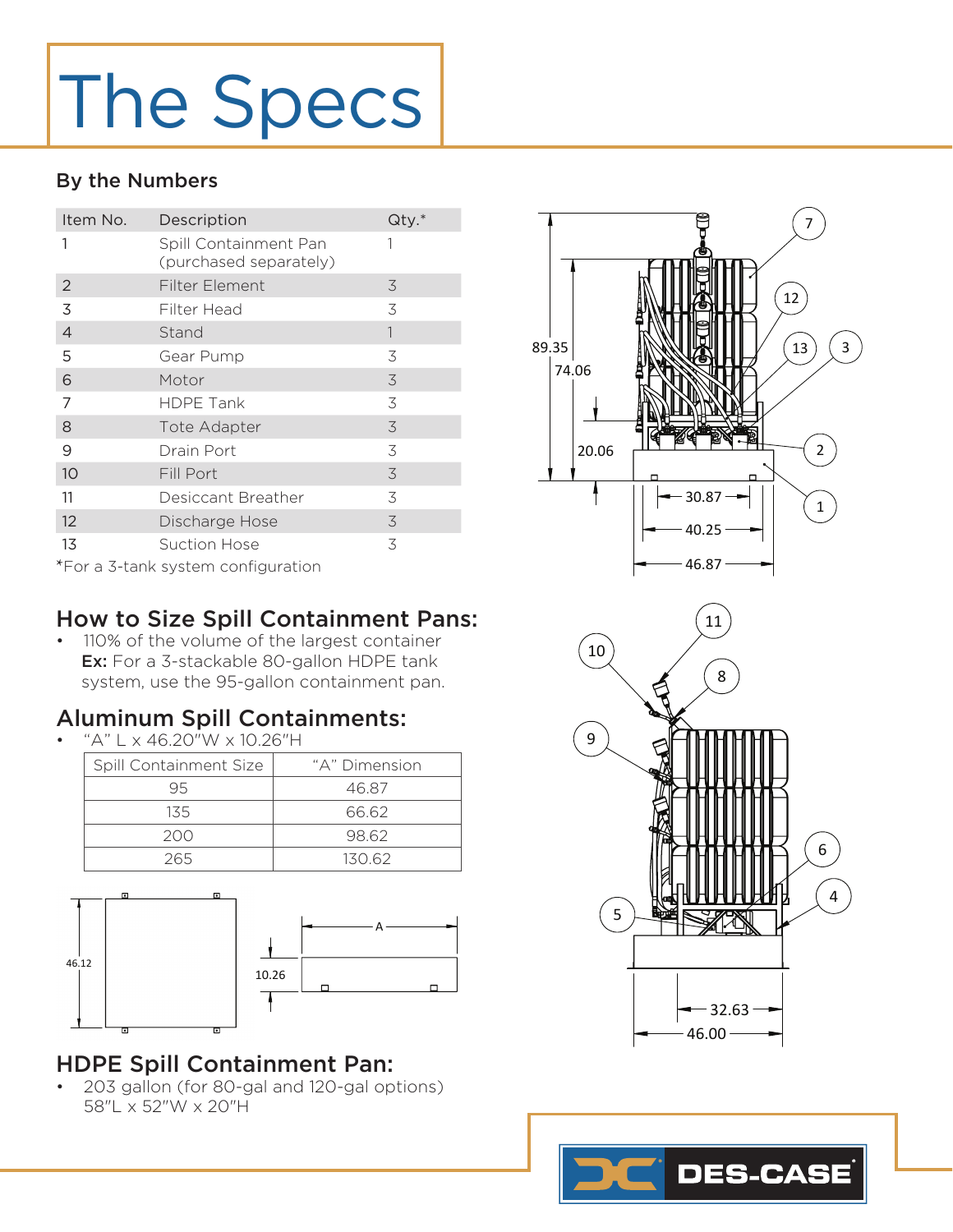# The Specs

### By the Numbers

| Item No. | Description | Qty.* |
|---|---|---|
| 1 | Spill Containment Pan (purchased separately) | 1 |
| 2 | Filter Element | 3 |
| 3 | Filter Head | 3 |
| 4 | Stand | 1 |
| 5 | Gear Pump | 3 |
| 6 | Motor | 3 |
| 7 | HDPE Tank | 3 |
| 8 | Tote Adapter | 3 |
| 9 | Drain Port | 3 |
| 10 | Fill Port | 3 |
| 11 | Desiccant Breather | 3 |
| 12 | Discharge Hose | 3 |
| 13 | Suction Hose | 3 |

*For a 3-tank system configuration

## How to Size Spill Containment Pans:

- 110% of the volume of the largest container
  **Ex:** For a 3-stackable 80-gallon HDPE tank system, use the 95-gallon containment pan.

## Aluminum Spill Containments:

- "A" L x 46.20"W x 10.26"H

| Spill Containment Size | "A" Dimension |
|---|---|
| 95 | 46.87 |
| 135 | 66.62 |
| 200 | 98.62 |
| 265 | 130.62 |

## HDPE Spill Containment Pan:

- 203 gallon (for 80-gal and 120-gal options)
  58"L x 52"W x 20"H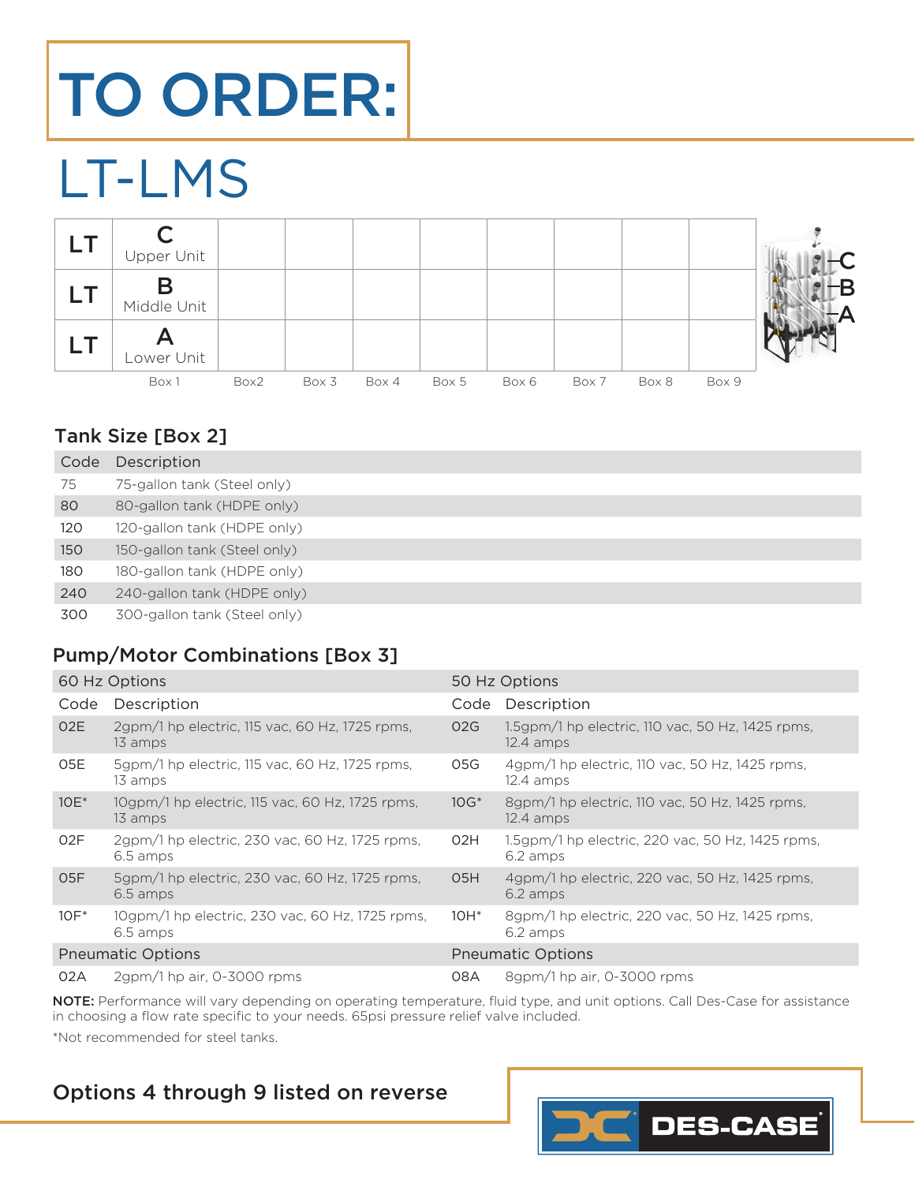# TO ORDER:

## LT-LMS

| | | | | | | | | | |
|---|---|---|---|---|---|---|---|---|---|
| LT | C Upper Unit | | | | | | | | |
| LT | B Middle Unit | | | | | | | | |
| LT | A Lower Unit | | | | | | | | |
| | Box 1 | Box2 | Box 3 | Box 4 | Box 5 | Box 6 | Box 7 | Box 8 | Box 9 |

C
B
A

### Tank Size [Box 2]

| Code | Description |
|---|---|
| 75 | 75-gallon tank (Steel only) |
| 80 | 80-gallon tank (HDPE only) |
| 120 | 120-gallon tank (HDPE only) |
| 150 | 150-gallon tank (Steel only) |
| 180 | 180-gallon tank (HDPE only) |
| 240 | 240-gallon tank (HDPE only) |
| 300 | 300-gallon tank (Steel only) |

### Pump/Motor Combinations [Box 3]

| 60 Hz Options | | 50 Hz Options | |
|---|---|---|---|
| Code | Description | Code | Description |
| 02E | 2gpm/1 hp electric, 115 vac, 60 Hz, 1725 rpms, 13 amps | 02G | 1.5gpm/1 hp electric, 110 vac, 50 Hz, 1425 rpms, 12.4 amps |
| 05E | 5gpm/1 hp electric, 115 vac, 60 Hz, 1725 rpms, 13 amps | 05G | 4gpm/1 hp electric, 110 vac, 50 Hz, 1425 rpms, 12.4 amps |
| 10E* | 10gpm/1 hp electric, 115 vac, 60 Hz, 1725 rpms, 13 amps | 10G* | 8gpm/1 hp electric, 110 vac, 50 Hz, 1425 rpms, 12.4 amps |
| 02F | 2gpm/1 hp electric, 230 vac, 60 Hz, 1725 rpms, 6.5 amps | 02H | 1.5gpm/1 hp electric, 220 vac, 50 Hz, 1425 rpms, 6.2 amps |
| 05F | 5gpm/1 hp electric, 230 vac, 60 Hz, 1725 rpms, 6.5 amps | 05H | 4gpm/1 hp electric, 220 vac, 50 Hz, 1425 rpms, 6.2 amps |
| 10F* | 10gpm/1 hp electric, 230 vac, 60 Hz, 1725 rpms, 6.5 amps | 10H* | 8gpm/1 hp electric, 220 vac, 50 Hz, 1425 rpms, 6.2 amps |
| Pneumatic Options | | Pneumatic Options | |
| 02A | 2gpm/1 hp air, 0-3000 rpms | 08A | 8gpm/1 hp air, 0-3000 rpms |

**NOTE:** Performance will vary depending on operating temperature, fluid type, and unit options. Call Des-Case for assistance in choosing a flow rate specific to your needs. 65psi pressure relief valve included.

*Not recommended for steel tanks.

### Options 4 through 9 listed on reverse

DES-CASE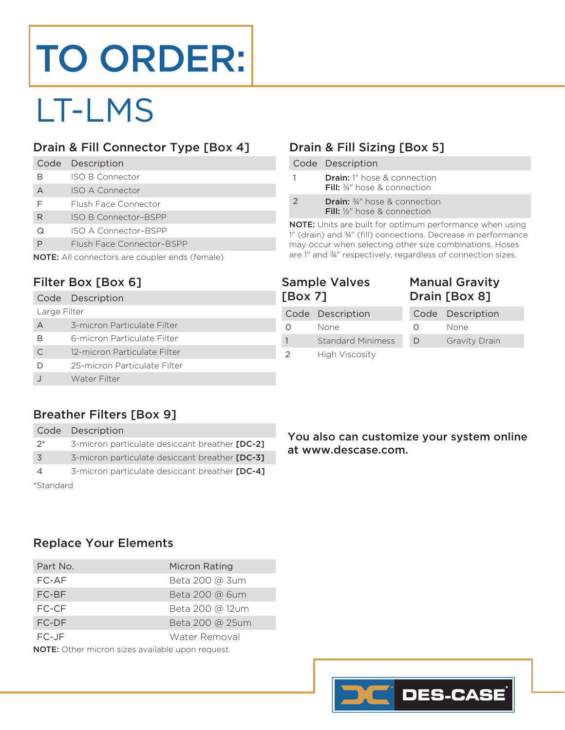# TO ORDER:

## LT-LMS

### Drain & Fill Connector Type [Box 4]

| Code | Description |
|---|---|
| B | ISO B Connector |
| A | ISO A Connector |
| F | Flush Face Connector |
| R | ISO B Connector-BSPP |
| Q | ISO A Connector-BSPP |
| P | Flush Face Connector-BSPP |

**NOTE:** All connectors are coupler ends (female)

### Drain & Fill Sizing [Box 5]

| Code | Description |
|---|---|
| 1 | **Drain:** 1" hose & connection<br>**Fill:** ¾" hose & connection |
| 2 | **Drain:** ¾" hose & connection<br>**Fill:** ½" hose & connection |

**NOTE:** Units are built for optimum performance when using 1" (drain) and ¾" (fill) connections. Decrease in performance may occur when selecting other size combinations. Hoses are 1" and ¾" respectively, regardless of connection sizes.

### Filter Box [Box 6]

| Code | Description |
|---|---|
| Large Filter | |
| A | 3-micron Particulate Filter |
| B | 6-micron Particulate Filter |
| C | 12-micron Particulate Filter |
| D | 25-micron Particulate Filter |
| J | Water Filter |

### Sample Valves [Box 7]

| Code | Description |
|---|---|
| 0 | None |
| 1 | Standard Minimess |
| 2 | High Viscosity |

### Manual Gravity Drain [Box 8]

| Code | Description |
|---|---|
| 0 | None |
| D | Gravity Drain |

### Breather Filters [Box 9]

| Code | Description |
|---|---|
| 2* | 3-micron particulate desiccant breather **[DC-2]** |
| 3 | 3-micron particulate desiccant breather **[DC-3]** |
| 4 | 3-micron particulate desiccant breather **[DC-4]** |

*Standard

**You also can customize your system online at www.descase.com.**

### Replace Your Elements

| Part No. | Micron Rating |
|---|---|
| FC-AF | Beta 200 @ 3um |
| FC-BF | Beta 200 @ 6um |
| FC-CF | Beta 200 @ 12um |
| FC-DF | Beta 200 @ 25um |
| FC-JF | Water Removal |

**NOTE:** Other micron sizes available upon request.

DES-CASE®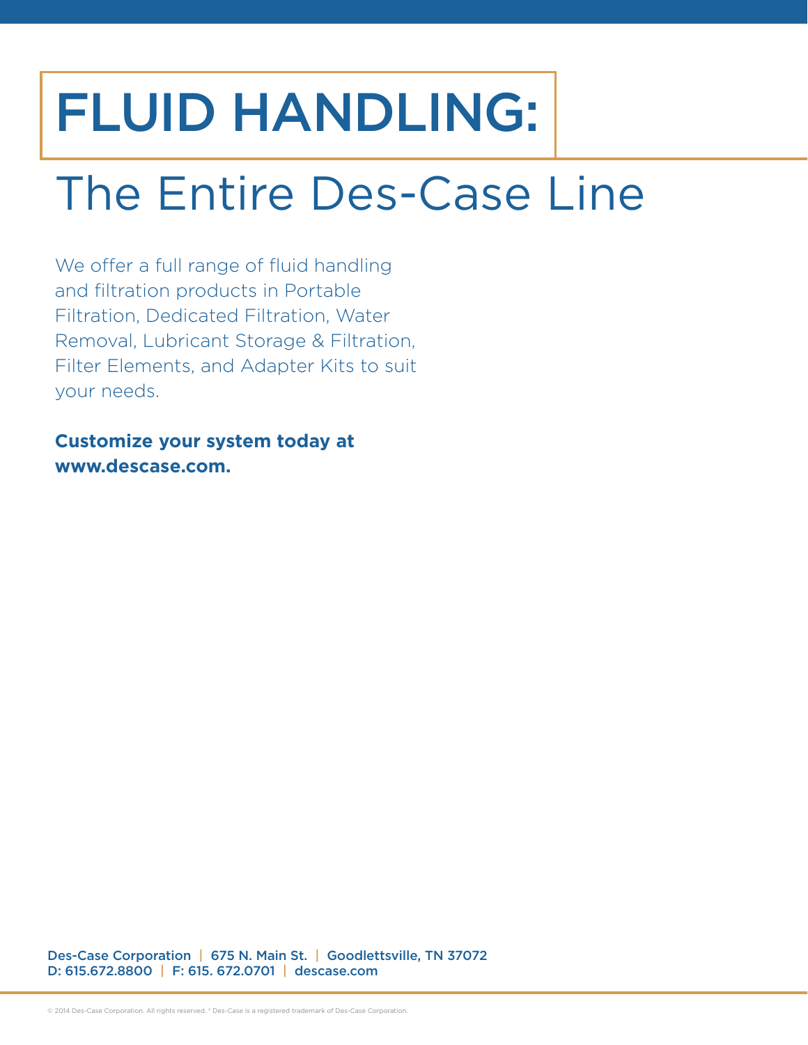# FLUID HANDLING:

## The Entire Des-Case Line

We offer a full range of fluid handling and filtration products in Portable Filtration, Dedicated Filtration, Water Removal, Lubricant Storage & Filtration, Filter Elements, and Adapter Kits to suit your needs.

**Customize your system today at www.descase.com.**

Des-Case Corporation | 675 N. Main St. | Goodlettsville, TN 37072
D: 615.672.8800 | F: 615. 672.0701 | descase.com

© 2014 Des-Case Corporation. All rights reserved. ® Des-Case is a registered trademark of Des-Case Corporation.